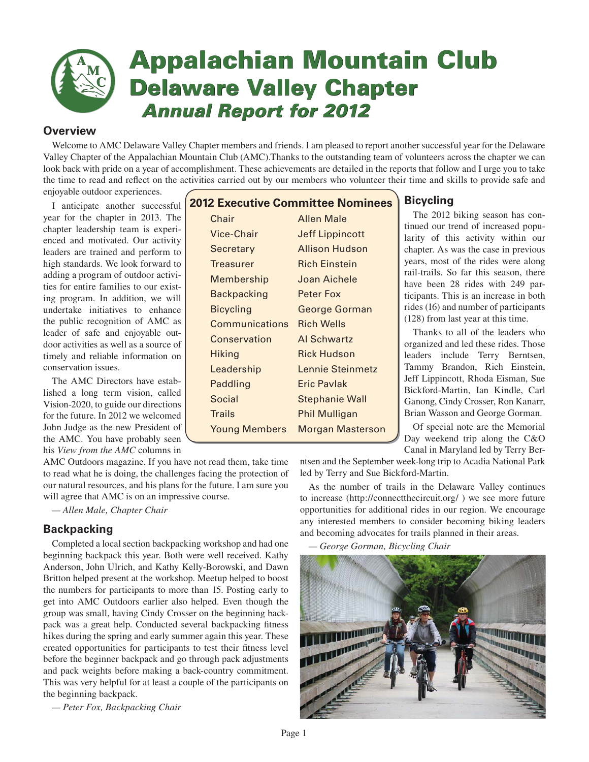# Appalachian Mountain Club
## Delaware Valley Chapter
### *Annual Report for 2012*

## Overview

Welcome to AMC Delaware Valley Chapter members and friends. I am pleased to report another successful year for the Delaware Valley Chapter of the Appalachian Mountain Club (AMC).Thanks to the outstanding team of volunteers across the chapter we can look back with pride on a year of accomplishment. These achievements are detailed in the reports that follow and I urge you to take the time to read and reflect on the activities carried out by our members who volunteer their time and skills to provide safe and enjoyable outdoor experiences.

I anticipate another successful year for the chapter in 2013. The chapter leadership team is experienced and motivated. Our activity leaders are trained and perform to high standards. We look forward to adding a program of outdoor activities for entire families to our existing program. In addition, we will undertake initiatives to enhance the public recognition of AMC as leader of safe and enjoyable outdoor activities as well as a source of timely and reliable information on conservation issues.

The AMC Directors have established a long term vision, called Vision-2020, to guide our directions for the future. In 2012 we welcomed John Judge as the new President of the AMC. You have probably seen his *View from the AMC* columns in AMC Outdoors magazine. If you have not read them, take time to read what he is doing, the challenges facing the protection of our natural resources, and his plans for the future. I am sure you will agree that AMC is on an impressive course.

*— Allen Male, Chapter Chair*

**2012 Executive Committee Nominees**

| Position | Nominee |
|---|---|
| Chair | Allen Male |
| Vice-Chair | Jeff Lippincott |
| Secretary | Allison Hudson |
| Treasurer | Rich Einstein |
| Membership | Joan Aichele |
| Backpacking | Peter Fox |
| Bicycling | George Gorman |
| Communications | Rich Wells |
| Conservation | Al Schwartz |
| Hiking | Rick Hudson |
| Leadership | Lennie Steinmetz |
| Paddling | Eric Pavlak |
| Social | Stephanie Wall |
| Trails | Phil Mulligan |
| Young Members | Morgan Masterson |

## Backpacking

Completed a local section backpacking workshop and had one beginning backpack this year. Both were well received. Kathy Anderson, John Ulrich, and Kathy Kelly-Borowski, and Dawn Britton helped present at the workshop. Meetup helped to boost the numbers for participants to more than 15. Posting early to get into AMC Outdoors earlier also helped. Even though the group was small, having Cindy Crosser on the beginning backpack was a great help. Conducted several backpacking fitness hikes during the spring and early summer again this year. These created opportunities for participants to test their fitness level before the beginner backpack and go through pack adjustments and pack weights before making a back-country commitment. This was very helpful for at least a couple of the participants on the beginning backpack.

*— Peter Fox, Backpacking Chair*

## Bicycling

The 2012 biking season has continued our trend of increased popularity of this activity within our chapter. As was the case in previous years, most of the rides were along rail-trails. So far this season, there have been 28 rides with 249 participants. This is an increase in both rides (16) and number of participants (128) from last year at this time.

Thanks to all of the leaders who organized and led these rides. Those leaders include Terry Berntsen, Tammy Brandon, Rich Einstein, Jeff Lippincott, Rhoda Eisman, Sue Bickford-Martin, Ian Kindle, Carl Ganong, Cindy Crosser, Ron Kanarr, Brian Wasson and George Gorman.

Of special note are the Memorial Day weekend trip along the C&O Canal in Maryland led by Terry Berntsen and the September week-long trip to Acadia National Park led by Terry and Sue Bickford-Martin.

As the number of trails in the Delaware Valley continues to increase (http://connectthecircuit.org/ ) we see more future opportunities for additional rides in our region. We encourage any interested members to consider becoming biking leaders and becoming advocates for trails planned in their areas.

*— George Gorman, Bicycling Chair*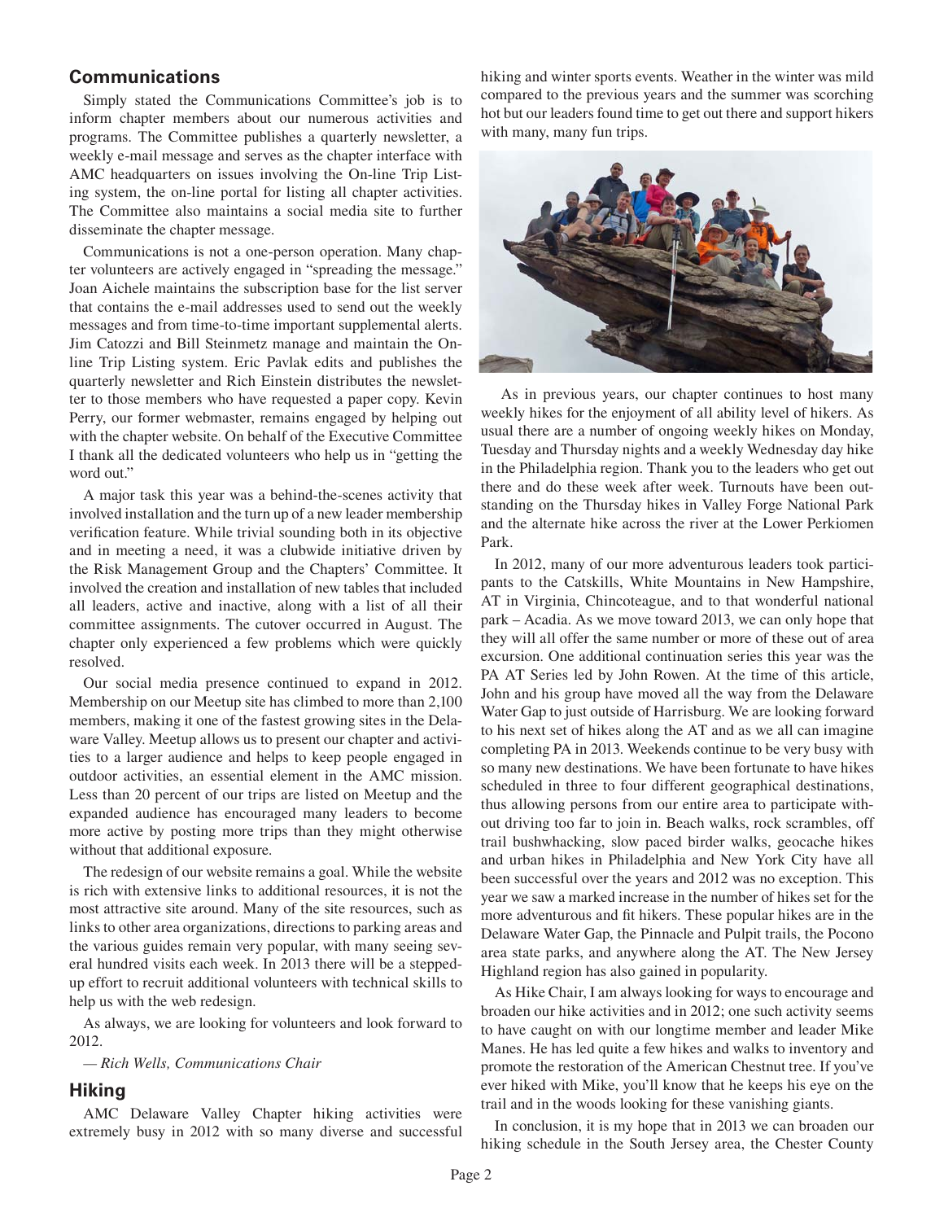## Communications

Simply stated the Communications Committee's job is to inform chapter members about our numerous activities and programs. The Committee publishes a quarterly newsletter, a weekly e-mail message and serves as the chapter interface with AMC headquarters on issues involving the On-line Trip Listing system, the on-line portal for listing all chapter activities. The Committee also maintains a social media site to further disseminate the chapter message.

Communications is not a one-person operation. Many chapter volunteers are actively engaged in "spreading the message." Joan Aichele maintains the subscription base for the list server that contains the e-mail addresses used to send out the weekly messages and from time-to-time important supplemental alerts. Jim Catozzi and Bill Steinmetz manage and maintain the On-line Trip Listing system. Eric Pavlak edits and publishes the quarterly newsletter and Rich Einstein distributes the newsletter to those members who have requested a paper copy. Kevin Perry, our former webmaster, remains engaged by helping out with the chapter website. On behalf of the Executive Committee I thank all the dedicated volunteers who help us in "getting the word out."

A major task this year was a behind-the-scenes activity that involved installation and the turn up of a new leader membership verification feature. While trivial sounding both in its objective and in meeting a need, it was a clubwide initiative driven by the Risk Management Group and the Chapters' Committee. It involved the creation and installation of new tables that included all leaders, active and inactive, along with a list of all their committee assignments. The cutover occurred in August. The chapter only experienced a few problems which were quickly resolved.

Our social media presence continued to expand in 2012. Membership on our Meetup site has climbed to more than 2,100 members, making it one of the fastest growing sites in the Delaware Valley. Meetup allows us to present our chapter and activities to a larger audience and helps to keep people engaged in outdoor activities, an essential element in the AMC mission. Less than 20 percent of our trips are listed on Meetup and the expanded audience has encouraged many leaders to become more active by posting more trips than they might otherwise without that additional exposure.

The redesign of our website remains a goal. While the website is rich with extensive links to additional resources, it is not the most attractive site around. Many of the site resources, such as links to other area organizations, directions to parking areas and the various guides remain very popular, with many seeing several hundred visits each week. In 2013 there will be a stepped-up effort to recruit additional volunteers with technical skills to help us with the web redesign.

As always, we are looking for volunteers and look forward to 2012.

*— Rich Wells, Communications Chair*

## Hiking

AMC Delaware Valley Chapter hiking activities were extremely busy in 2012 with so many diverse and successful hiking and winter sports events. Weather in the winter was mild compared to the previous years and the summer was scorching hot but our leaders found time to get out there and support hikers with many, many fun trips.

As in previous years, our chapter continues to host many weekly hikes for the enjoyment of all ability level of hikers. As usual there are a number of ongoing weekly hikes on Monday, Tuesday and Thursday nights and a weekly Wednesday day hike in the Philadelphia region. Thank you to the leaders who get out there and do these week after week. Turnouts have been outstanding on the Thursday hikes in Valley Forge National Park and the alternate hike across the river at the Lower Perkiomen Park.

In 2012, many of our more adventurous leaders took participants to the Catskills, White Mountains in New Hampshire, AT in Virginia, Chincoteague, and to that wonderful national park – Acadia. As we move toward 2013, we can only hope that they will all offer the same number or more of these out of area excursion. One additional continuation series this year was the PA AT Series led by John Rowen. At the time of this article, John and his group have moved all the way from the Delaware Water Gap to just outside of Harrisburg. We are looking forward to his next set of hikes along the AT and as we all can imagine completing PA in 2013. Weekends continue to be very busy with so many new destinations. We have been fortunate to have hikes scheduled in three to four different geographical destinations, thus allowing persons from our entire area to participate without driving too far to join in. Beach walks, rock scrambles, off trail bushwhacking, slow paced birder walks, geocache hikes and urban hikes in Philadelphia and New York City have all been successful over the years and 2012 was no exception. This year we saw a marked increase in the number of hikes set for the more adventurous and fit hikers. These popular hikes are in the Delaware Water Gap, the Pinnacle and Pulpit trails, the Pocono area state parks, and anywhere along the AT. The New Jersey Highland region has also gained in popularity.

As Hike Chair, I am always looking for ways to encourage and broaden our hike activities and in 2012; one such activity seems to have caught on with our longtime member and leader Mike Manes. He has led quite a few hikes and walks to inventory and promote the restoration of the American Chestnut tree. If you've ever hiked with Mike, you'll know that he keeps his eye on the trail and in the woods looking for these vanishing giants.

In conclusion, it is my hope that in 2013 we can broaden our hiking schedule in the South Jersey area, the Chester County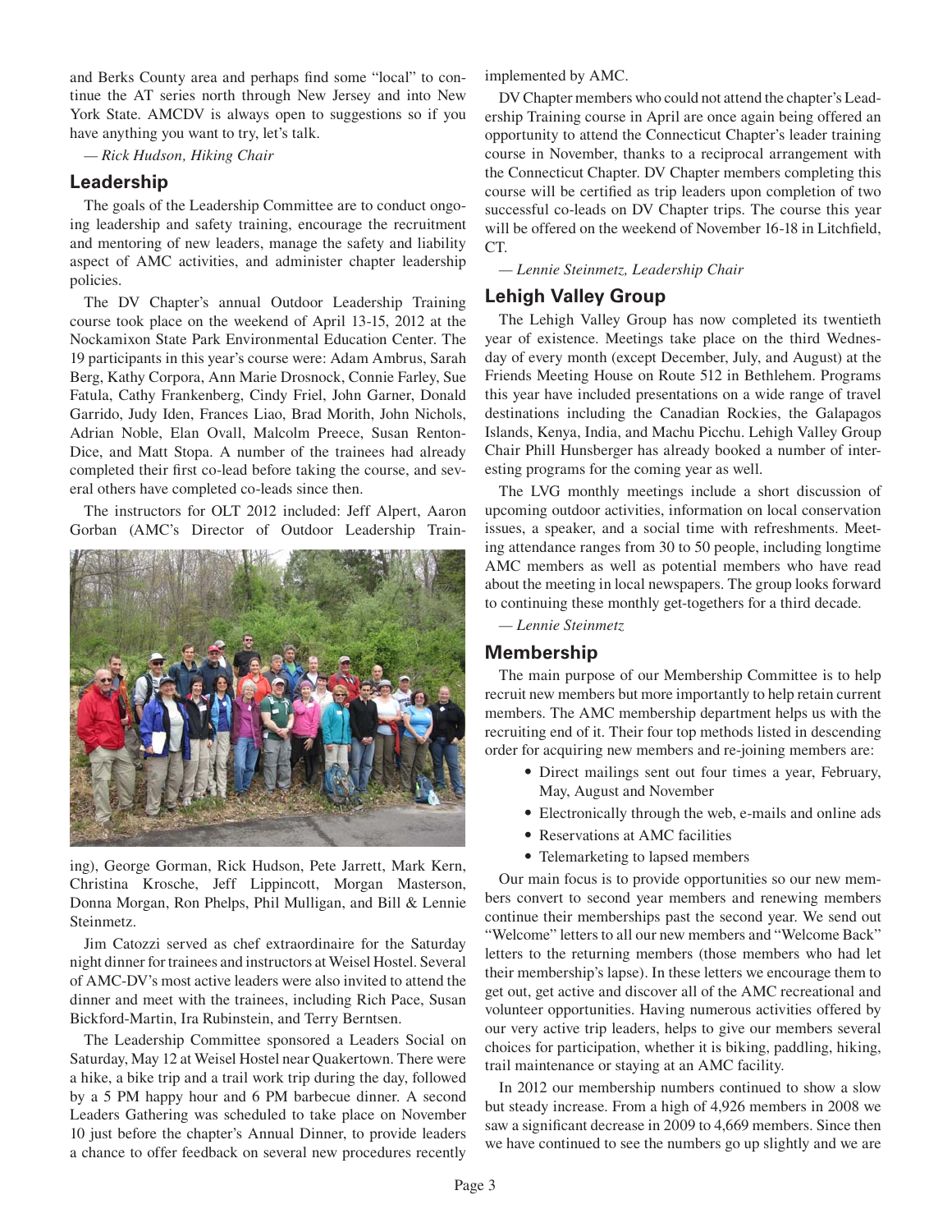and Berks County area and perhaps find some "local" to continue the AT series north through New Jersey and into New York State. AMCDV is always open to suggestions so if you have anything you want to try, let's talk.

*— Rick Hudson, Hiking Chair*

## Leadership

The goals of the Leadership Committee are to conduct ongoing leadership and safety training, encourage the recruitment and mentoring of new leaders, manage the safety and liability aspect of AMC activities, and administer chapter leadership policies.

The DV Chapter's annual Outdoor Leadership Training course took place on the weekend of April 13-15, 2012 at the Nockamixon State Park Environmental Education Center. The 19 participants in this year's course were: Adam Ambrus, Sarah Berg, Kathy Corpora, Ann Marie Drosnock, Connie Farley, Sue Fatula, Cathy Frankenberg, Cindy Friel, John Garner, Donald Garrido, Judy Iden, Frances Liao, Brad Morith, John Nichols, Adrian Noble, Elan Ovall, Malcolm Preece, Susan Renton-Dice, and Matt Stopa. A number of the trainees had already completed their first co-lead before taking the course, and several others have completed co-leads since then.

The instructors for OLT 2012 included: Jeff Alpert, Aaron Gorban (AMC's Director of Outdoor Leadership Training), George Gorman, Rick Hudson, Pete Jarrett, Mark Kern, Christina Krosche, Jeff Lippincott, Morgan Masterson, Donna Morgan, Ron Phelps, Phil Mulligan, and Bill & Lennie Steinmetz.

Jim Catozzi served as chef extraordinaire for the Saturday night dinner for trainees and instructors at Weisel Hostel. Several of AMC-DV's most active leaders were also invited to attend the dinner and meet with the trainees, including Rich Pace, Susan Bickford-Martin, Ira Rubinstein, and Terry Berntsen.

The Leadership Committee sponsored a Leaders Social on Saturday, May 12 at Weisel Hostel near Quakertown. There were a hike, a bike trip and a trail work trip during the day, followed by a 5 PM happy hour and 6 PM barbecue dinner. A second Leaders Gathering was scheduled to take place on November 10 just before the chapter's Annual Dinner, to provide leaders a chance to offer feedback on several new procedures recently implemented by AMC.

DV Chapter members who could not attend the chapter's Leadership Training course in April are once again being offered an opportunity to attend the Connecticut Chapter's leader training course in November, thanks to a reciprocal arrangement with the Connecticut Chapter. DV Chapter members completing this course will be certified as trip leaders upon completion of two successful co-leads on DV Chapter trips. The course this year will be offered on the weekend of November 16-18 in Litchfield, CT.

*— Lennie Steinmetz, Leadership Chair*

## Lehigh Valley Group

The Lehigh Valley Group has now completed its twentieth year of existence. Meetings take place on the third Wednesday of every month (except December, July, and August) at the Friends Meeting House on Route 512 in Bethlehem. Programs this year have included presentations on a wide range of travel destinations including the Canadian Rockies, the Galapagos Islands, Kenya, India, and Machu Picchu. Lehigh Valley Group Chair Phill Hunsberger has already booked a number of interesting programs for the coming year as well.

The LVG monthly meetings include a short discussion of upcoming outdoor activities, information on local conservation issues, a speaker, and a social time with refreshments. Meeting attendance ranges from 30 to 50 people, including longtime AMC members as well as potential members who have read about the meeting in local newspapers. The group looks forward to continuing these monthly get-togethers for a third decade.

*— Lennie Steinmetz*

## Membership

The main purpose of our Membership Committee is to help recruit new members but more importantly to help retain current members. The AMC membership department helps us with the recruiting end of it. Their four top methods listed in descending order for acquiring new members and re-joining members are:

- Direct mailings sent out four times a year, February, May, August and November
- Electronically through the web, e-mails and online ads
- Reservations at AMC facilities
- Telemarketing to lapsed members

Our main focus is to provide opportunities so our new members convert to second year members and renewing members continue their memberships past the second year. We send out "Welcome" letters to all our new members and "Welcome Back" letters to the returning members (those members who had let their membership's lapse). In these letters we encourage them to get out, get active and discover all of the AMC recreational and volunteer opportunities. Having numerous activities offered by our very active trip leaders, helps to give our members several choices for participation, whether it is biking, paddling, hiking, trail maintenance or staying at an AMC facility.

In 2012 our membership numbers continued to show a slow but steady increase. From a high of 4,926 members in 2008 we saw a significant decrease in 2009 to 4,669 members. Since then we have continued to see the numbers go up slightly and we are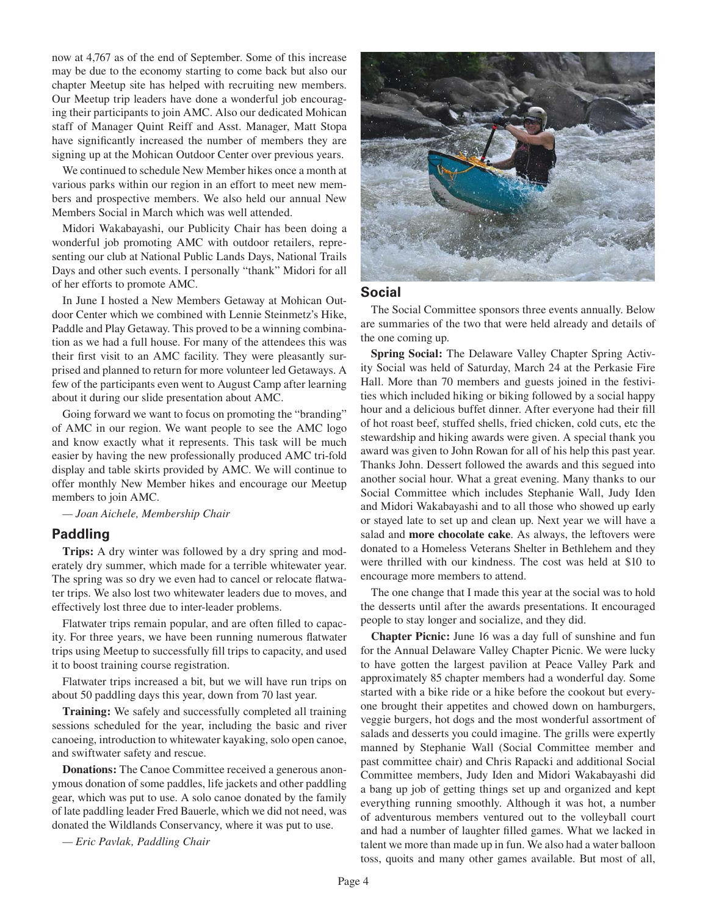now at 4,767 as of the end of September. Some of this increase may be due to the economy starting to come back but also our chapter Meetup site has helped with recruiting new members. Our Meetup trip leaders have done a wonderful job encouraging their participants to join AMC. Also our dedicated Mohican staff of Manager Quint Reiff and Asst. Manager, Matt Stopa have significantly increased the number of members they are signing up at the Mohican Outdoor Center over previous years.

We continued to schedule New Member hikes once a month at various parks within our region in an effort to meet new members and prospective members. We also held our annual New Members Social in March which was well attended.

Midori Wakabayashi, our Publicity Chair has been doing a wonderful job promoting AMC with outdoor retailers, representing our club at National Public Lands Days, National Trails Days and other such events. I personally "thank" Midori for all of her efforts to promote AMC.

In June I hosted a New Members Getaway at Mohican Outdoor Center which we combined with Lennie Steinmetz's Hike, Paddle and Play Getaway. This proved to be a winning combination as we had a full house. For many of the attendees this was their first visit to an AMC facility. They were pleasantly surprised and planned to return for more volunteer led Getaways. A few of the participants even went to August Camp after learning about it during our slide presentation about AMC.

Going forward we want to focus on promoting the "branding" of AMC in our region. We want people to see the AMC logo and know exactly what it represents. This task will be much easier by having the new professionally produced AMC tri-fold display and table skirts provided by AMC. We will continue to offer monthly New Member hikes and encourage our Meetup members to join AMC.

*— Joan Aichele, Membership Chair*

## Paddling

**Trips:** A dry winter was followed by a dry spring and moderately dry summer, which made for a terrible whitewater year. The spring was so dry we even had to cancel or relocate flatwater trips. We also lost two whitewater leaders due to moves, and effectively lost three due to inter-leader problems.

Flatwater trips remain popular, and are often filled to capacity. For three years, we have been running numerous flatwater trips using Meetup to successfully fill trips to capacity, and used it to boost training course registration.

Flatwater trips increased a bit, but we will have run trips on about 50 paddling days this year, down from 70 last year.

**Training:** We safely and successfully completed all training sessions scheduled for the year, including the basic and river canoeing, introduction to whitewater kayaking, solo open canoe, and swiftwater safety and rescue.

**Donations:** The Canoe Committee received a generous anonymous donation of some paddles, life jackets and other paddling gear, which was put to use. A solo canoe donated by the family of late paddling leader Fred Bauerle, which we did not need, was donated the Wildlands Conservancy, where it was put to use.

*— Eric Pavlak, Paddling Chair*

## Social

The Social Committee sponsors three events annually. Below are summaries of the two that were held already and details of the one coming up.

**Spring Social:** The Delaware Valley Chapter Spring Activity Social was held of Saturday, March 24 at the Perkasie Fire Hall. More than 70 members and guests joined in the festivities which included hiking or biking followed by a social happy hour and a delicious buffet dinner. After everyone had their fill of hot roast beef, stuffed shells, fried chicken, cold cuts, etc the stewardship and hiking awards were given. A special thank you award was given to John Rowan for all of his help this past year. Thanks John. Dessert followed the awards and this segued into another social hour. What a great evening. Many thanks to our Social Committee which includes Stephanie Wall, Judy Iden and Midori Wakabayashi and to all those who showed up early or stayed late to set up and clean up. Next year we will have a salad and **more chocolate cake**. As always, the leftovers were donated to a Homeless Veterans Shelter in Bethlehem and they were thrilled with our kindness. The cost was held at $10 to encourage more members to attend.

The one change that I made this year at the social was to hold the desserts until after the awards presentations. It encouraged people to stay longer and socialize, and they did.

**Chapter Picnic:** June 16 was a day full of sunshine and fun for the Annual Delaware Valley Chapter Picnic. We were lucky to have gotten the largest pavilion at Peace Valley Park and approximately 85 chapter members had a wonderful day. Some started with a bike ride or a hike before the cookout but everyone brought their appetites and chowed down on hamburgers, veggie burgers, hot dogs and the most wonderful assortment of salads and desserts you could imagine. The grills were expertly manned by Stephanie Wall (Social Committee member and past committee chair) and Chris Rapacki and additional Social Committee members, Judy Iden and Midori Wakabayashi did a bang up job of getting things set up and organized and kept everything running smoothly. Although it was hot, a number of adventurous members ventured out to the volleyball court and had a number of laughter filled games. What we lacked in talent we more than made up in fun. We also had a water balloon toss, quoits and many other games available. But most of all,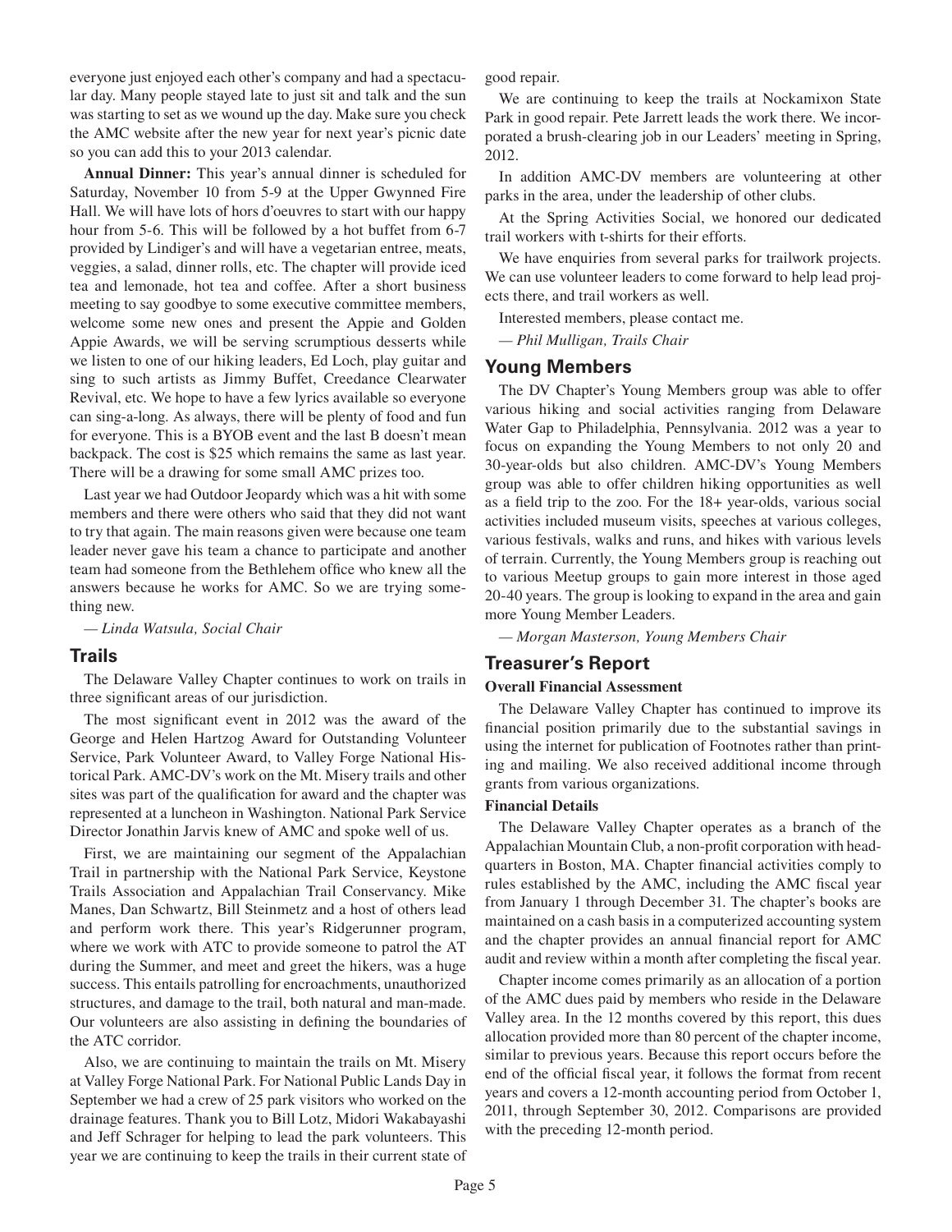everyone just enjoyed each other's company and had a spectacular day. Many people stayed late to just sit and talk and the sun was starting to set as we wound up the day. Make sure you check the AMC website after the new year for next year's picnic date so you can add this to your 2013 calendar.

**Annual Dinner:** This year's annual dinner is scheduled for Saturday, November 10 from 5-9 at the Upper Gwynned Fire Hall. We will have lots of hors d'oeuvres to start with our happy hour from 5-6. This will be followed by a hot buffet from 6-7 provided by Lindiger's and will have a vegetarian entree, meats, veggies, a salad, dinner rolls, etc. The chapter will provide iced tea and lemonade, hot tea and coffee. After a short business meeting to say goodbye to some executive committee members, welcome some new ones and present the Appie and Golden Appie Awards, we will be serving scrumptious desserts while we listen to one of our hiking leaders, Ed Loch, play guitar and sing to such artists as Jimmy Buffet, Creedance Clearwater Revival, etc. We hope to have a few lyrics available so everyone can sing-a-long. As always, there will be plenty of food and fun for everyone. This is a BYOB event and the last B doesn't mean backpack. The cost is $25 which remains the same as last year. There will be a drawing for some small AMC prizes too.

Last year we had Outdoor Jeopardy which was a hit with some members and there were others who said that they did not want to try that again. The main reasons given were because one team leader never gave his team a chance to participate and another team had someone from the Bethlehem office who knew all the answers because he works for AMC. So we are trying something new.

*— Linda Watsula, Social Chair*

## Trails

The Delaware Valley Chapter continues to work on trails in three significant areas of our jurisdiction.

The most significant event in 2012 was the award of the George and Helen Hartzog Award for Outstanding Volunteer Service, Park Volunteer Award, to Valley Forge National Historical Park. AMC-DV's work on the Mt. Misery trails and other sites was part of the qualification for award and the chapter was represented at a luncheon in Washington. National Park Service Director Jonathin Jarvis knew of AMC and spoke well of us.

First, we are maintaining our segment of the Appalachian Trail in partnership with the National Park Service, Keystone Trails Association and Appalachian Trail Conservancy. Mike Manes, Dan Schwartz, Bill Steinmetz and a host of others lead and perform work there. This year's Ridgerunner program, where we work with ATC to provide someone to patrol the AT during the Summer, and meet and greet the hikers, was a huge success. This entails patrolling for encroachments, unauthorized structures, and damage to the trail, both natural and man-made. Our volunteers are also assisting in defining the boundaries of the ATC corridor.

Also, we are continuing to maintain the trails on Mt. Misery at Valley Forge National Park. For National Public Lands Day in September we had a crew of 25 park visitors who worked on the drainage features. Thank you to Bill Lotz, Midori Wakabayashi and Jeff Schrager for helping to lead the park volunteers. This year we are continuing to keep the trails in their current state of good repair.

We are continuing to keep the trails at Nockamixon State Park in good repair. Pete Jarrett leads the work there. We incorporated a brush-clearing job in our Leaders' meeting in Spring, 2012.

In addition AMC-DV members are volunteering at other parks in the area, under the leadership of other clubs.

At the Spring Activities Social, we honored our dedicated trail workers with t-shirts for their efforts.

We have enquiries from several parks for trailwork projects. We can use volunteer leaders to come forward to help lead projects there, and trail workers as well.

Interested members, please contact me.

*— Phil Mulligan, Trails Chair*

## Young Members

The DV Chapter's Young Members group was able to offer various hiking and social activities ranging from Delaware Water Gap to Philadelphia, Pennsylvania. 2012 was a year to focus on expanding the Young Members to not only 20 and 30-year-olds but also children. AMC-DV's Young Members group was able to offer children hiking opportunities as well as a field trip to the zoo. For the 18+ year-olds, various social activities included museum visits, speeches at various colleges, various festivals, walks and runs, and hikes with various levels of terrain. Currently, the Young Members group is reaching out to various Meetup groups to gain more interest in those aged 20-40 years. The group is looking to expand in the area and gain more Young Member Leaders.

*— Morgan Masterson, Young Members Chair*

## Treasurer's Report

### Overall Financial Assessment

The Delaware Valley Chapter has continued to improve its financial position primarily due to the substantial savings in using the internet for publication of Footnotes rather than printing and mailing. We also received additional income through grants from various organizations.

### Financial Details

The Delaware Valley Chapter operates as a branch of the Appalachian Mountain Club, a non-profit corporation with headquarters in Boston, MA. Chapter financial activities comply to rules established by the AMC, including the AMC fiscal year from January 1 through December 31. The chapter's books are maintained on a cash basis in a computerized accounting system and the chapter provides an annual financial report for AMC audit and review within a month after completing the fiscal year.

Chapter income comes primarily as an allocation of a portion of the AMC dues paid by members who reside in the Delaware Valley area. In the 12 months covered by this report, this dues allocation provided more than 80 percent of the chapter income, similar to previous years. Because this report occurs before the end of the official fiscal year, it follows the format from recent years and covers a 12-month accounting period from October 1, 2011, through September 30, 2012. Comparisons are provided with the preceding 12-month period.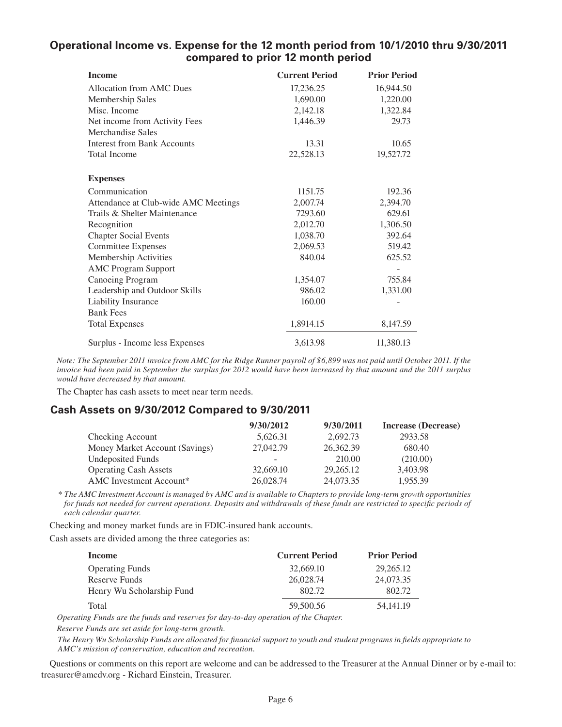## Operational Income vs. Expense for the 12 month period from 10/1/2010 thru 9/30/2011 compared to prior 12 month period

| Income | Current Period | Prior Period |
|---|---|---|
| Allocation from AMC Dues | 17,236.25 | 16,944.50 |
| Membership Sales | 1,690.00 | 1,220.00 |
| Misc. Income | 2,142.18 | 1,322.84 |
| Net income from Activity Fees | 1,446.39 | 29.73 |
| Merchandise Sales | | |
| Interest from Bank Accounts | 13.31 | 10.65 |
| Total Income | 22,528.13 | 19,527.72 |
| | | |
| **Expenses** | | |
| Communication | 1151.75 | 192.36 |
| Attendance at Club-wide AMC Meetings | 2,007.74 | 2,394.70 |
| Trails & Shelter Maintenance | 7293.60 | 629.61 |
| Recognition | 2,012.70 | 1,306.50 |
| Chapter Social Events | 1,038.70 | 392.64 |
| Committee Expenses | 2,069.53 | 519.42 |
| Membership Activities | 840.04 | 625.52 |
| AMC Program Support | | - |
| Canoeing Program | 1,354.07 | 755.84 |
| Leadership and Outdoor Skills | 986.02 | 1,331.00 |
| Liability Insurance | 160.00 | - |
| Bank Fees | | |
| Total Expenses | 1,8914.15 | 8,147.59 |
| Surplus - Income less Expenses | 3,613.98 | 11,380.13 |

*Note: The September 2011 invoice from AMC for the Ridge Runner payroll of $6,899 was not paid until October 2011. If the invoice had been paid in September the surplus for 2012 would have been increased by that amount and the 2011 surplus would have decreased by that amount.*

The Chapter has cash assets to meet near term needs.

## Cash Assets on 9/30/2012 Compared to 9/30/2011

| | 9/30/2012 | 9/30/2011 | Increase (Decrease) |
|---|---|---|---|
| Checking Account | 5,626.31 | 2,692.73 | 2933.58 |
| Money Market Account (Savings) | 27,042.79 | 26,362.39 | 680.40 |
| Undeposited Funds | - | 210.00 | (210.00) |
| Operating Cash Assets | 32,669.10 | 29,265.12 | 3,403.98 |
| AMC Investment Account* | 26,028.74 | 24,073.35 | 1,955.39 |

*\* The AMC Investment Account is managed by AMC and is available to Chapters to provide long-term growth opportunities for funds not needed for current operations. Deposits and withdrawals of these funds are restricted to specific periods of each calendar quarter.*

Checking and money market funds are in FDIC-insured bank accounts.

Cash assets are divided among the three categories as:

| Income | Current Period | Prior Period |
|---|---|---|
| Operating Funds | 32,669.10 | 29,265.12 |
| Reserve Funds | 26,028.74 | 24,073.35 |
| Henry Wu Scholarship Fund | 802.72 | 802.72 |
| Total | 59,500.56 | 54,141.19 |

*Operating Funds are the funds and reserves for day-to-day operation of the Chapter.*

*Reserve Funds are set aside for long-term growth.*

*The Henry Wu Scholarship Funds are allocated for financial support to youth and student programs in fields appropriate to AMC's mission of conservation, education and recreation.*

Questions or comments on this report are welcome and can be addressed to the Treasurer at the Annual Dinner or by e-mail to: treasurer@amcdv.org - Richard Einstein, Treasurer.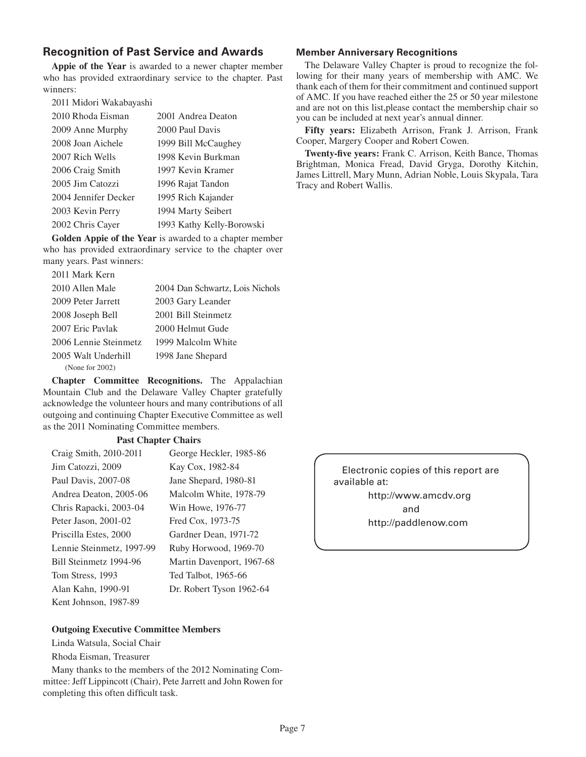## Recognition of Past Service and Awards

**Appie of the Year** is awarded to a newer chapter member who has provided extraordinary service to the chapter. Past winners:

2011 Midori Wakabayashi

| | |
|---|---|
| 2010 Rhoda Eisman | 2001 Andrea Deaton |
| 2009 Anne Murphy | 2000 Paul Davis |
| 2008 Joan Aichele | 1999 Bill McCaughey |
| 2007 Rich Wells | 1998 Kevin Burkman |
| 2006 Craig Smith | 1997 Kevin Kramer |
| 2005 Jim Catozzi | 1996 Rajat Tandon |
| 2004 Jennifer Decker | 1995 Rich Kajander |
| 2003 Kevin Perry | 1994 Marty Seibert |
| 2002 Chris Cayer | 1993 Kathy Kelly-Borowski |

**Golden Appie of the Year** is awarded to a chapter member who has provided extraordinary service to the chapter over many years. Past winners:

2011 Mark Kern

| | |
|---|---|
| 2010 Allen Male | 2004 Dan Schwartz, Lois Nichols |
| 2009 Peter Jarrett | 2003 Gary Leander |
| 2008 Joseph Bell | 2001 Bill Steinmetz |
| 2007 Eric Pavlak | 2000 Helmut Gude |
| 2006 Lennie Steinmetz | 1999 Malcolm White |
| 2005 Walt Underhill | 1998 Jane Shepard |
| (None for 2002) | |

**Chapter Committee Recognitions.** The Appalachian Mountain Club and the Delaware Valley Chapter gratefully acknowledge the volunteer hours and many contributions of all outgoing and continuing Chapter Executive Committee as well as the 2011 Nominating Committee members.

**Past Chapter Chairs**

| | |
|---|---|
| Craig Smith, 2010-2011 | George Heckler, 1985-86 |
| Jim Catozzi, 2009 | Kay Cox, 1982-84 |
| Paul Davis, 2007-08 | Jane Shepard, 1980-81 |
| Andrea Deaton, 2005-06 | Malcolm White, 1978-79 |
| Chris Rapacki, 2003-04 | Win Howe, 1976-77 |
| Peter Jason, 2001-02 | Fred Cox, 1973-75 |
| Priscilla Estes, 2000 | Gardner Dean, 1971-72 |
| Lennie Steinmetz, 1997-99 | Ruby Horwood, 1969-70 |
| Bill Steinmetz 1994-96 | Martin Davenport, 1967-68 |
| Tom Stress, 1993 | Ted Talbot, 1965-66 |
| Alan Kahn, 1990-91 | Dr. Robert Tyson 1962-64 |
| Kent Johnson, 1987-89 | |

**Outgoing Executive Committee Members**

Linda Watsula, Social Chair

Rhoda Eisman, Treasurer

Many thanks to the members of the 2012 Nominating Committee: Jeff Lippincott (Chair), Pete Jarrett and John Rowen for completing this often difficult task.

### Member Anniversary Recognitions

The Delaware Valley Chapter is proud to recognize the following for their many years of membership with AMC. We thank each of them for their commitment and continued support of AMC. If you have reached either the 25 or 50 year milestone and are not on this list,please contact the membership chair so you can be included at next year's annual dinner.

**Fifty years:** Elizabeth Arrison, Frank J. Arrison, Frank Cooper, Margery Cooper and Robert Cowen.

**Twenty-five years:** Frank C. Arrison, Keith Bance, Thomas Brightman, Monica Fread, David Gryga, Dorothy Kitchin, James Littrell, Mary Munn, Adrian Noble, Louis Skypala, Tara Tracy and Robert Wallis.

Electronic copies of this report are available at:

http://www.amcdv.org

and

http://paddlenow.com